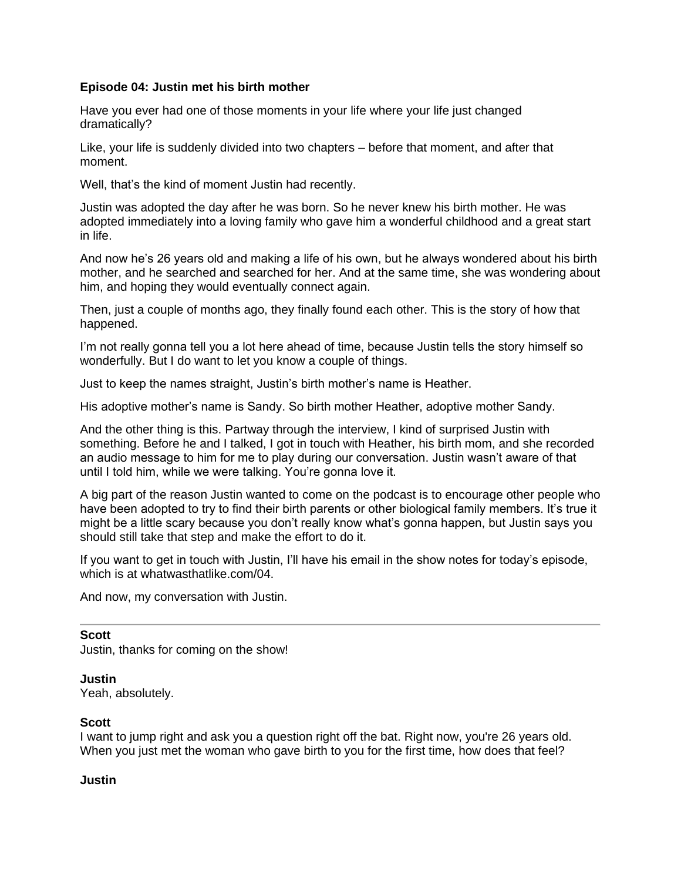### Episode 04: Justin met his birth mother

Have you ever had one of those moments in your life where your life just changed dramatically?

Like, your life is suddenly divided into two chapters – before that moment, and after that moment.

Well, that's the kind of moment Justin had recently.

Justin was adopted the day after he was born. So he never knew his birth mother. He was adopted immediately into a loving family who gave him a wonderful childhood and a great start in life.

And now he's 26 years old and making a life of his own, but he always wondered about his birth mother, and he searched and searched for her. And at the same time, she was wondering about him, and hoping they would eventually connect again.

Then, just a couple of months ago, they finally found each other. This is the story of how that happened.

I'm not really gonna tell you a lot here ahead of time, because Justin tells the story himself so wonderfully. But I do want to let you know a couple of things.

Just to keep the names straight, Justin's birth mother's name is Heather.

His adoptive mother's name is Sandy. So birth mother Heather, adoptive mother Sandy.

And the other thing is this. Partway through the interview, I kind of surprised Justin with something. Before he and I talked, I got in touch with Heather, his birth mom, and she recorded an audio message to him for me to play during our conversation. Justin wasn't aware of that until I told him, while we were talking. You're gonna love it.

A big part of the reason Justin wanted to come on the podcast is to encourage other people who have been adopted to try to find their birth parents or other biological family members. It's true it might be a little scary because you don't really know what's gonna happen, but Justin says you should still take that step and make the effort to do it.

If you want to get in touch with Justin, I'll have his email in the show notes for today's episode, which is at whatwasthatlike.com/04.

And now, my conversation with Justin.

---

**Scott**
Justin, thanks for coming on the show!

**Justin**
Yeah, absolutely.

**Scott**
I want to jump right and ask you a question right off the bat. Right now, you're 26 years old. When you just met the woman who gave birth to you for the first time, how does that feel?

**Justin**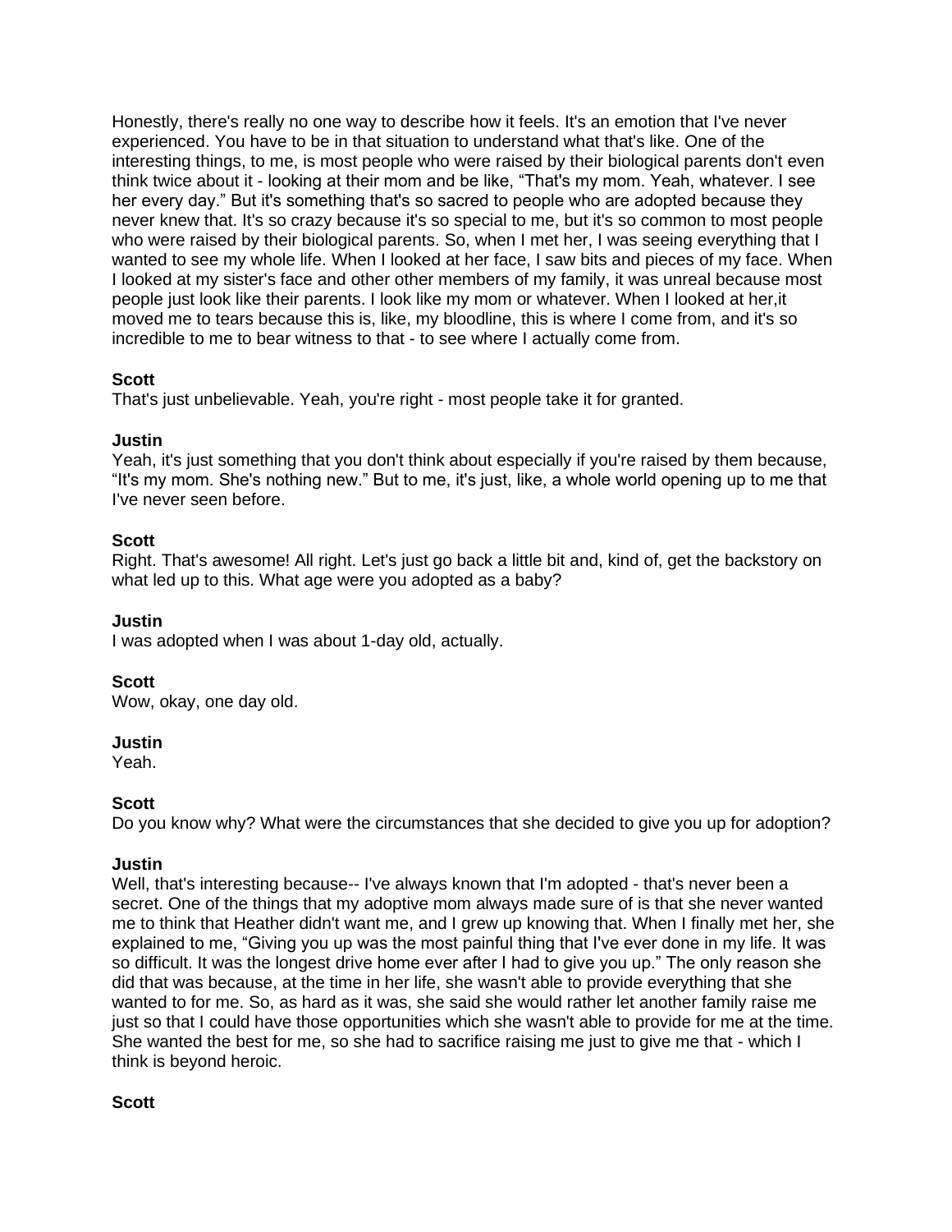Honestly, there's really no one way to describe how it feels. It's an emotion that I've never experienced. You have to be in that situation to understand what that's like. One of the interesting things, to me, is most people who were raised by their biological parents don't even think twice about it - looking at their mom and be like, "That's my mom. Yeah, whatever. I see her every day." But it's something that's so sacred to people who are adopted because they never knew that. It's so crazy because it's so special to me, but it's so common to most people who were raised by their biological parents. So, when I met her, I was seeing everything that I wanted to see my whole life. When I looked at her face, I saw bits and pieces of my face. When I looked at my sister's face and other other members of my family, it was unreal because most people just look like their parents. I look like my mom or whatever. When I looked at her,it moved me to tears because this is, like, my bloodline, this is where I come from, and it's so incredible to me to bear witness to that - to see where I actually come from.

**Scott**
That's just unbelievable. Yeah, you're right - most people take it for granted.

**Justin**
Yeah, it's just something that you don't think about especially if you're raised by them because, "It's my mom. She's nothing new." But to me, it's just, like, a whole world opening up to me that I've never seen before.

**Scott**
Right. That's awesome! All right. Let's just go back a little bit and, kind of, get the backstory on what led up to this. What age were you adopted as a baby?

**Justin**
I was adopted when I was about 1-day old, actually.

**Scott**
Wow, okay, one day old.

**Justin**
Yeah.

**Scott**
Do you know why? What were the circumstances that she decided to give you up for adoption?

**Justin**
Well, that's interesting because-- I've always known that I'm adopted - that's never been a secret. One of the things that my adoptive mom always made sure of is that she never wanted me to think that Heather didn't want me, and I grew up knowing that. When I finally met her, she explained to me, "Giving you up was the most painful thing that I've ever done in my life. It was so difficult. It was the longest drive home ever after I had to give you up." The only reason she did that was because, at the time in her life, she wasn't able to provide everything that she wanted to for me. So, as hard as it was, she said she would rather let another family raise me just so that I could have those opportunities which she wasn't able to provide for me at the time. She wanted the best for me, so she had to sacrifice raising me just to give me that - which I think is beyond heroic.

**Scott**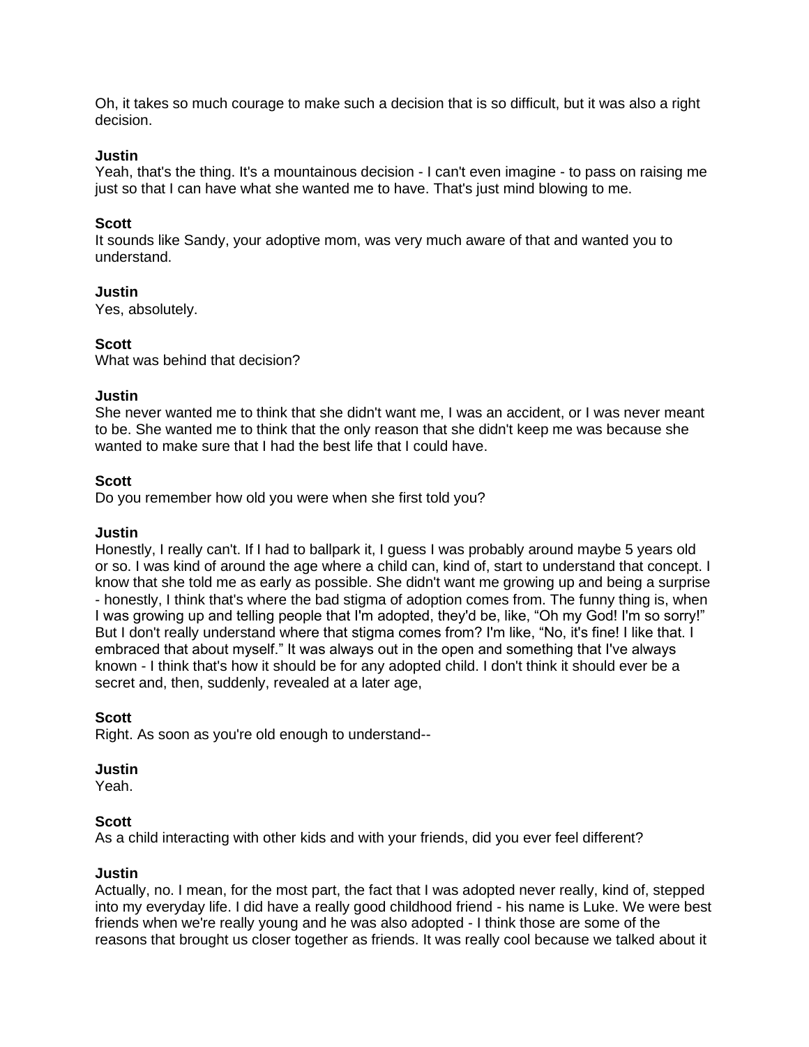Oh, it takes so much courage to make such a decision that is so difficult, but it was also a right decision.

**Justin**
Yeah, that's the thing. It's a mountainous decision - I can't even imagine - to pass on raising me just so that I can have what she wanted me to have. That's just mind blowing to me.

**Scott**
It sounds like Sandy, your adoptive mom, was very much aware of that and wanted you to understand.

**Justin**
Yes, absolutely.

**Scott**
What was behind that decision?

**Justin**
She never wanted me to think that she didn't want me, I was an accident, or I was never meant to be. She wanted me to think that the only reason that she didn't keep me was because she wanted to make sure that I had the best life that I could have.

**Scott**
Do you remember how old you were when she first told you?

**Justin**
Honestly, I really can't. If I had to ballpark it, I guess I was probably around maybe 5 years old or so. I was kind of around the age where a child can, kind of, start to understand that concept. I know that she told me as early as possible. She didn't want me growing up and being a surprise - honestly, I think that's where the bad stigma of adoption comes from. The funny thing is, when I was growing up and telling people that I'm adopted, they'd be, like, "Oh my God! I'm so sorry!" But I don't really understand where that stigma comes from? I'm like, "No, it's fine! I like that. I embraced that about myself." It was always out in the open and something that I've always known - I think that's how it should be for any adopted child. I don't think it should ever be a secret and, then, suddenly, revealed at a later age,

**Scott**
Right. As soon as you're old enough to understand--

**Justin**
Yeah.

**Scott**
As a child interacting with other kids and with your friends, did you ever feel different?

**Justin**
Actually, no. I mean, for the most part, the fact that I was adopted never really, kind of, stepped into my everyday life. I did have a really good childhood friend - his name is Luke. We were best friends when we're really young and he was also adopted - I think those are some of the reasons that brought us closer together as friends. It was really cool because we talked about it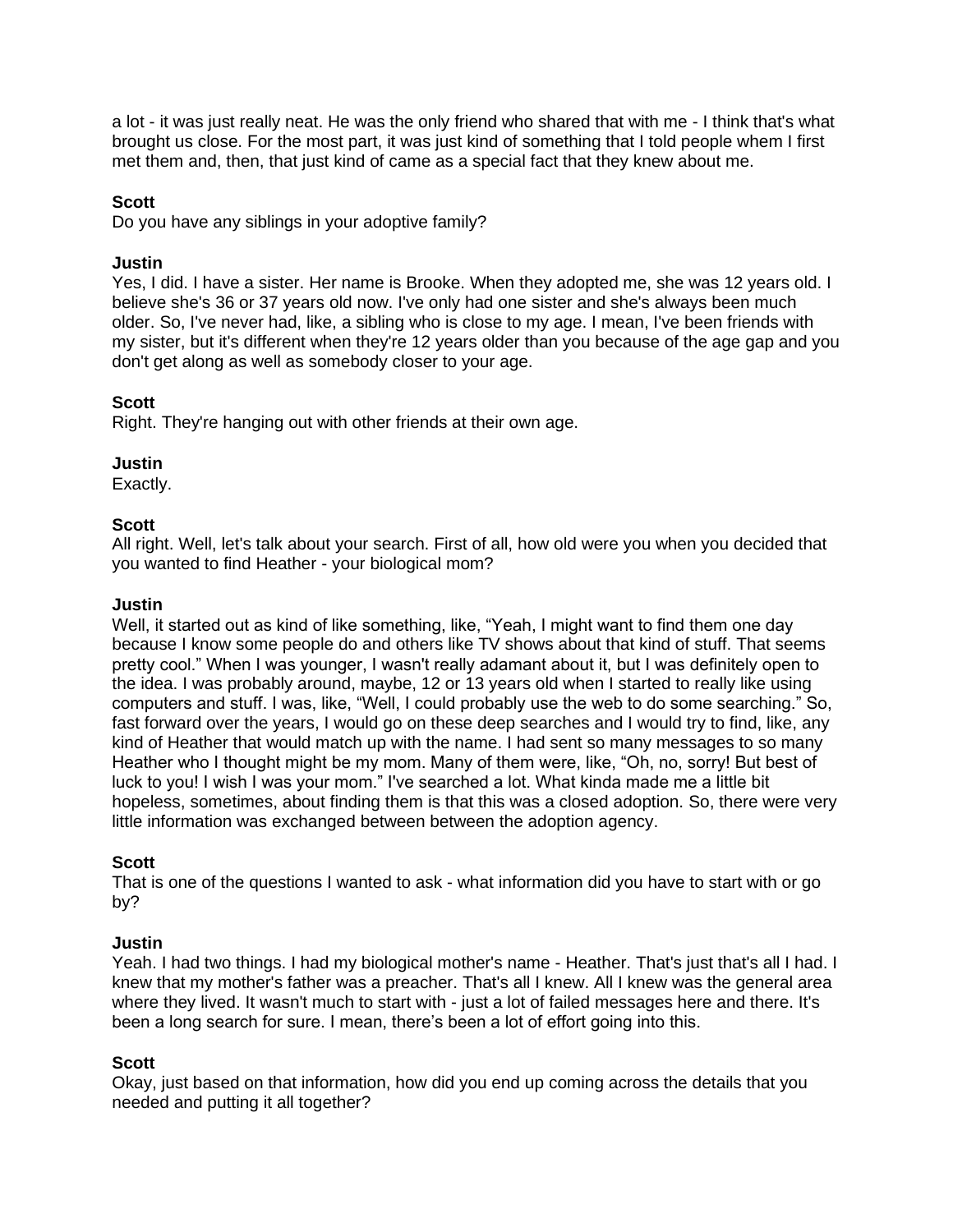a lot - it was just really neat. He was the only friend who shared that with me - I think that's what brought us close. For the most part, it was just kind of something that I told people whem I first met them and, then, that just kind of came as a special fact that they knew about me.

**Scott**
Do you have any siblings in your adoptive family?

**Justin**
Yes, I did. I have a sister. Her name is Brooke. When they adopted me, she was 12 years old. I believe she's 36 or 37 years old now. I've only had one sister and she's always been much older. So, I've never had, like, a sibling who is close to my age. I mean, I've been friends with my sister, but it's different when they're 12 years older than you because of the age gap and you don't get along as well as somebody closer to your age.

**Scott**
Right. They're hanging out with other friends at their own age.

**Justin**
Exactly.

**Scott**
All right. Well, let's talk about your search. First of all, how old were you when you decided that you wanted to find Heather - your biological mom?

**Justin**
Well, it started out as kind of like something, like, "Yeah, I might want to find them one day because I know some people do and others like TV shows about that kind of stuff. That seems pretty cool." When I was younger, I wasn't really adamant about it, but I was definitely open to the idea. I was probably around, maybe, 12 or 13 years old when I started to really like using computers and stuff. I was, like, "Well, I could probably use the web to do some searching." So, fast forward over the years, I would go on these deep searches and I would try to find, like, any kind of Heather that would match up with the name. I had sent so many messages to so many Heather who I thought might be my mom. Many of them were, like, "Oh, no, sorry! But best of luck to you! I wish I was your mom." I've searched a lot. What kinda made me a little bit hopeless, sometimes, about finding them is that this was a closed adoption. So, there were very little information was exchanged between between the adoption agency.

**Scott**
That is one of the questions I wanted to ask - what information did you have to start with or go by?

**Justin**
Yeah. I had two things. I had my biological mother's name - Heather. That's just that's all I had. I knew that my mother's father was a preacher. That's all I knew. All I knew was the general area where they lived. It wasn't much to start with - just a lot of failed messages here and there. It's been a long search for sure. I mean, there's been a lot of effort going into this.

**Scott**
Okay, just based on that information, how did you end up coming across the details that you needed and putting it all together?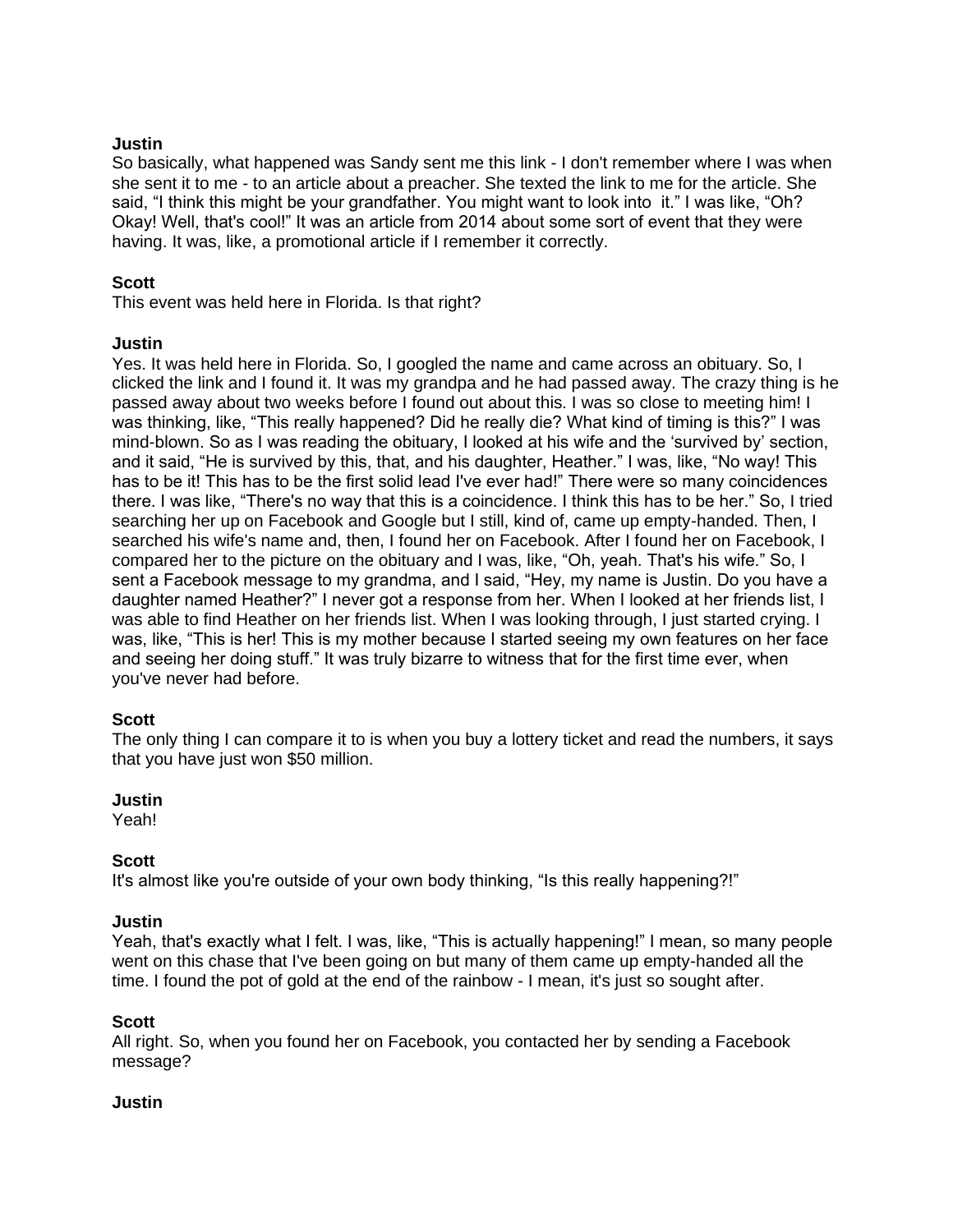**Justin**
So basically, what happened was Sandy sent me this link - I don't remember where I was when she sent it to me - to an article about a preacher. She texted the link to me for the article. She said, "I think this might be your grandfather. You might want to look into it." I was like, "Oh? Okay! Well, that's cool!" It was an article from 2014 about some sort of event that they were having. It was, like, a promotional article if I remember it correctly.

**Scott**
This event was held here in Florida. Is that right?

**Justin**
Yes. It was held here in Florida. So, I googled the name and came across an obituary. So, I clicked the link and I found it. It was my grandpa and he had passed away. The crazy thing is he passed away about two weeks before I found out about this. I was so close to meeting him! I was thinking, like, "This really happened? Did he really die? What kind of timing is this?" I was mind-blown. So as I was reading the obituary, I looked at his wife and the 'survived by' section, and it said, "He is survived by this, that, and his daughter, Heather." I was, like, "No way! This has to be it! This has to be the first solid lead I've ever had!" There were so many coincidences there. I was like, "There's no way that this is a coincidence. I think this has to be her." So, I tried searching her up on Facebook and Google but I still, kind of, came up empty-handed. Then, I searched his wife's name and, then, I found her on Facebook. After I found her on Facebook, I compared her to the picture on the obituary and I was, like, "Oh, yeah. That's his wife." So, I sent a Facebook message to my grandma, and I said, "Hey, my name is Justin. Do you have a daughter named Heather?" I never got a response from her. When I looked at her friends list, I was able to find Heather on her friends list. When I was looking through, I just started crying. I was, like, "This is her! This is my mother because I started seeing my own features on her face and seeing her doing stuff." It was truly bizarre to witness that for the first time ever, when you've never had before.

**Scott**
The only thing I can compare it to is when you buy a lottery ticket and read the numbers, it says that you have just won $50 million.

**Justin**
Yeah!

**Scott**
It's almost like you're outside of your own body thinking, "Is this really happening?!"

**Justin**
Yeah, that's exactly what I felt. I was, like, "This is actually happening!" I mean, so many people went on this chase that I've been going on but many of them came up empty-handed all the time. I found the pot of gold at the end of the rainbow - I mean, it's just so sought after.

**Scott**
All right. So, when you found her on Facebook, you contacted her by sending a Facebook message?

**Justin**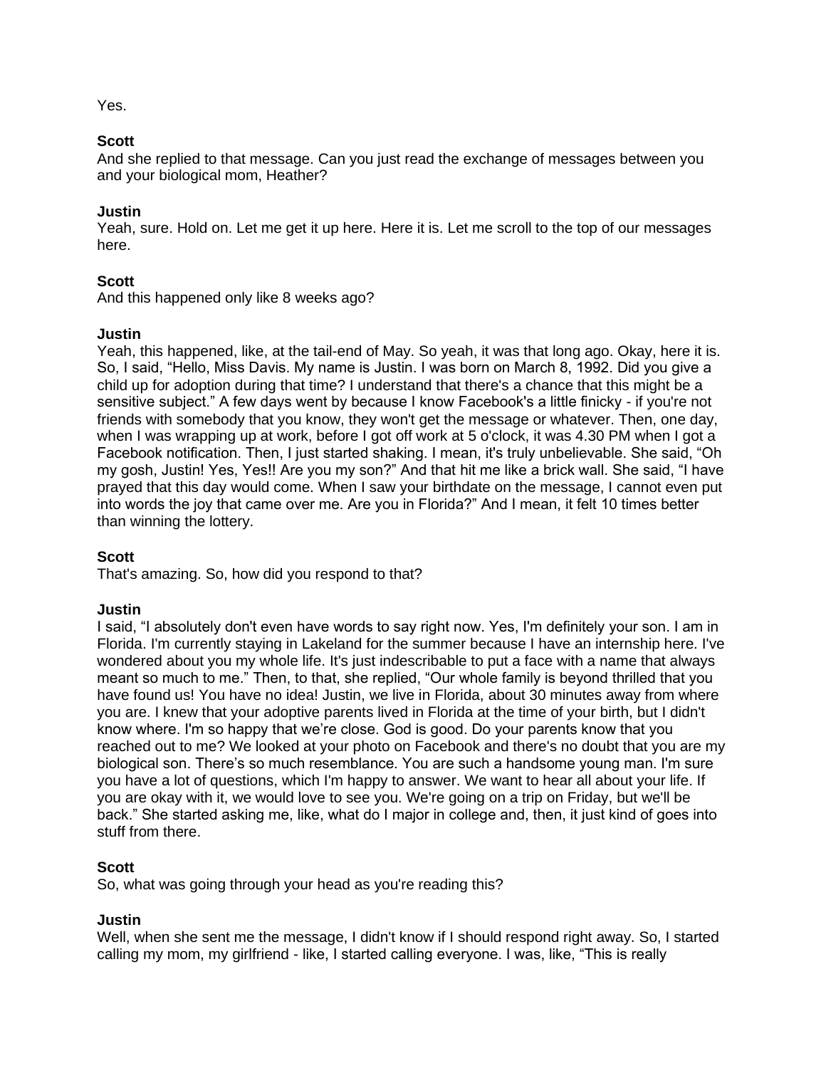Yes.

**Scott**
And she replied to that message. Can you just read the exchange of messages between you and your biological mom, Heather?

**Justin**
Yeah, sure. Hold on. Let me get it up here. Here it is. Let me scroll to the top of our messages here.

**Scott**
And this happened only like 8 weeks ago?

**Justin**
Yeah, this happened, like, at the tail-end of May. So yeah, it was that long ago. Okay, here it is. So, I said, "Hello, Miss Davis. My name is Justin. I was born on March 8, 1992. Did you give a child up for adoption during that time? I understand that there's a chance that this might be a sensitive subject." A few days went by because I know Facebook's a little finicky - if you're not friends with somebody that you know, they won't get the message or whatever. Then, one day, when I was wrapping up at work, before I got off work at 5 o'clock, it was 4.30 PM when I got a Facebook notification. Then, I just started shaking. I mean, it's truly unbelievable. She said, "Oh my gosh, Justin! Yes, Yes!! Are you my son?" And that hit me like a brick wall. She said, "I have prayed that this day would come. When I saw your birthdate on the message, I cannot even put into words the joy that came over me. Are you in Florida?" And I mean, it felt 10 times better than winning the lottery.

**Scott**
That's amazing. So, how did you respond to that?

**Justin**
I said, "I absolutely don't even have words to say right now. Yes, I'm definitely your son. I am in Florida. I'm currently staying in Lakeland for the summer because I have an internship here. I've wondered about you my whole life. It's just indescribable to put a face with a name that always meant so much to me." Then, to that, she replied, "Our whole family is beyond thrilled that you have found us! You have no idea! Justin, we live in Florida, about 30 minutes away from where you are. I knew that your adoptive parents lived in Florida at the time of your birth, but I didn't know where. I'm so happy that we're close. God is good. Do your parents know that you reached out to me? We looked at your photo on Facebook and there's no doubt that you are my biological son. There's so much resemblance. You are such a handsome young man. I'm sure you have a lot of questions, which I'm happy to answer. We want to hear all about your life. If you are okay with it, we would love to see you. We're going on a trip on Friday, but we'll be back." She started asking me, like, what do I major in college and, then, it just kind of goes into stuff from there.

**Scott**
So, what was going through your head as you're reading this?

**Justin**
Well, when she sent me the message, I didn't know if I should respond right away. So, I started calling my mom, my girlfriend - like, I started calling everyone. I was, like, "This is really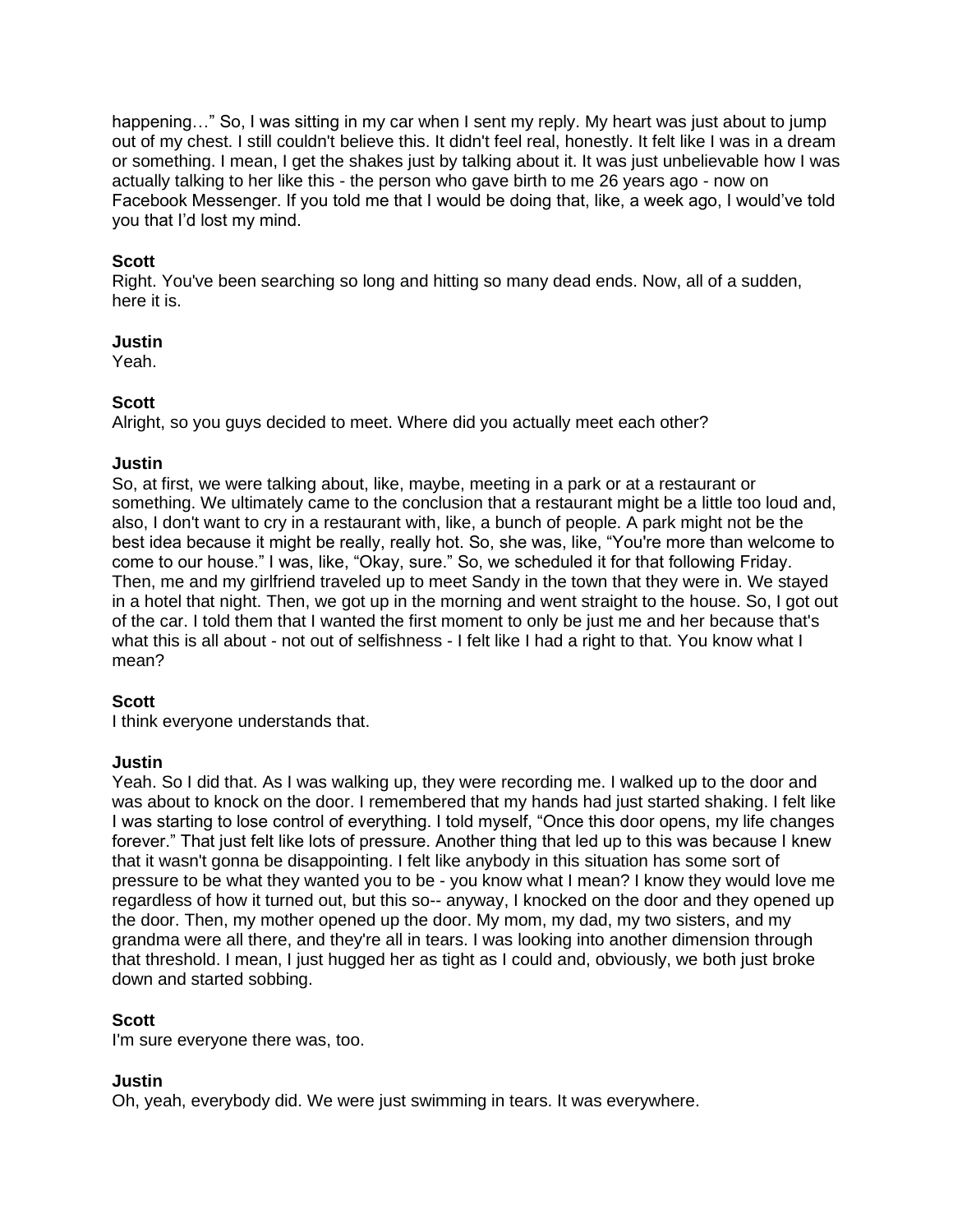happening…" So, I was sitting in my car when I sent my reply. My heart was just about to jump out of my chest. I still couldn't believe this. It didn't feel real, honestly. It felt like I was in a dream or something. I mean, I get the shakes just by talking about it. It was just unbelievable how I was actually talking to her like this - the person who gave birth to me 26 years ago - now on Facebook Messenger. If you told me that I would be doing that, like, a week ago, I would've told you that I'd lost my mind.

**Scott**
Right. You've been searching so long and hitting so many dead ends. Now, all of a sudden, here it is.

**Justin**
Yeah.

**Scott**
Alright, so you guys decided to meet. Where did you actually meet each other?

**Justin**
So, at first, we were talking about, like, maybe, meeting in a park or at a restaurant or something. We ultimately came to the conclusion that a restaurant might be a little too loud and, also, I don't want to cry in a restaurant with, like, a bunch of people. A park might not be the best idea because it might be really, really hot. So, she was, like, "You're more than welcome to come to our house." I was, like, "Okay, sure." So, we scheduled it for that following Friday. Then, me and my girlfriend traveled up to meet Sandy in the town that they were in. We stayed in a hotel that night. Then, we got up in the morning and went straight to the house. So, I got out of the car. I told them that I wanted the first moment to only be just me and her because that's what this is all about - not out of selfishness - I felt like I had a right to that. You know what I mean?

**Scott**
I think everyone understands that.

**Justin**
Yeah. So I did that. As I was walking up, they were recording me. I walked up to the door and was about to knock on the door. I remembered that my hands had just started shaking. I felt like I was starting to lose control of everything. I told myself, "Once this door opens, my life changes forever." That just felt like lots of pressure. Another thing that led up to this was because I knew that it wasn't gonna be disappointing. I felt like anybody in this situation has some sort of pressure to be what they wanted you to be - you know what I mean? I know they would love me regardless of how it turned out, but this so-- anyway, I knocked on the door and they opened up the door. Then, my mother opened up the door. My mom, my dad, my two sisters, and my grandma were all there, and they're all in tears. I was looking into another dimension through that threshold. I mean, I just hugged her as tight as I could and, obviously, we both just broke down and started sobbing.

**Scott**
I'm sure everyone there was, too.

**Justin**
Oh, yeah, everybody did. We were just swimming in tears. It was everywhere.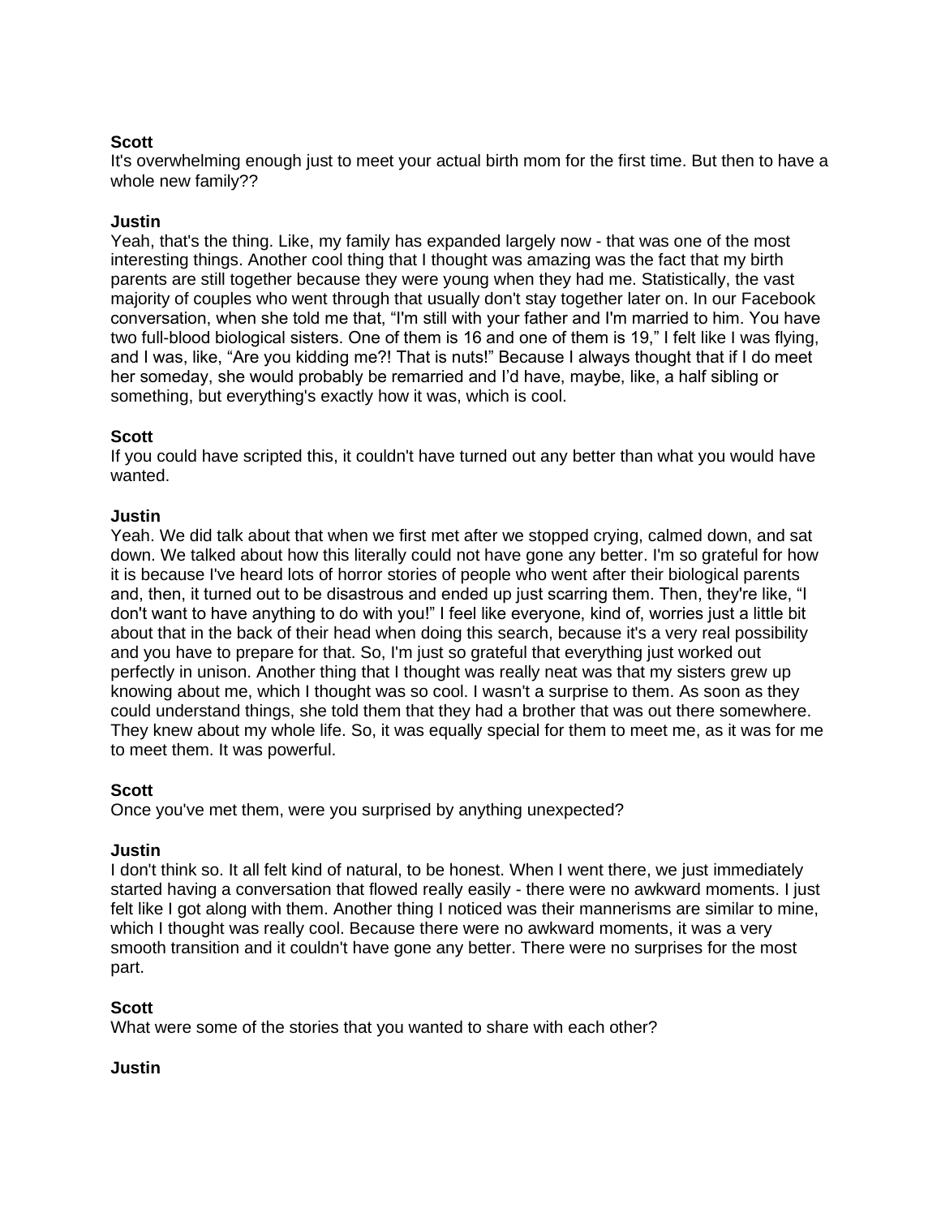**Scott**
It's overwhelming enough just to meet your actual birth mom for the first time. But then to have a whole new family??

**Justin**
Yeah, that's the thing. Like, my family has expanded largely now - that was one of the most interesting things. Another cool thing that I thought was amazing was the fact that my birth parents are still together because they were young when they had me. Statistically, the vast majority of couples who went through that usually don't stay together later on. In our Facebook conversation, when she told me that, "I'm still with your father and I'm married to him. You have two full-blood biological sisters. One of them is 16 and one of them is 19," I felt like I was flying, and I was, like, "Are you kidding me?! That is nuts!" Because I always thought that if I do meet her someday, she would probably be remarried and I'd have, maybe, like, a half sibling or something, but everything's exactly how it was, which is cool.

**Scott**
If you could have scripted this, it couldn't have turned out any better than what you would have wanted.

**Justin**
Yeah. We did talk about that when we first met after we stopped crying, calmed down, and sat down. We talked about how this literally could not have gone any better. I'm so grateful for how it is because I've heard lots of horror stories of people who went after their biological parents and, then, it turned out to be disastrous and ended up just scarring them. Then, they're like, "I don't want to have anything to do with you!" I feel like everyone, kind of, worries just a little bit about that in the back of their head when doing this search, because it's a very real possibility and you have to prepare for that. So, I'm just so grateful that everything just worked out perfectly in unison. Another thing that I thought was really neat was that my sisters grew up knowing about me, which I thought was so cool. I wasn't a surprise to them. As soon as they could understand things, she told them that they had a brother that was out there somewhere. They knew about my whole life. So, it was equally special for them to meet me, as it was for me to meet them. It was powerful.

**Scott**
Once you've met them, were you surprised by anything unexpected?

**Justin**
I don't think so. It all felt kind of natural, to be honest. When I went there, we just immediately started having a conversation that flowed really easily - there were no awkward moments. I just felt like I got along with them. Another thing I noticed was their mannerisms are similar to mine, which I thought was really cool. Because there were no awkward moments, it was a very smooth transition and it couldn't have gone any better. There were no surprises for the most part.

**Scott**
What were some of the stories that you wanted to share with each other?

**Justin**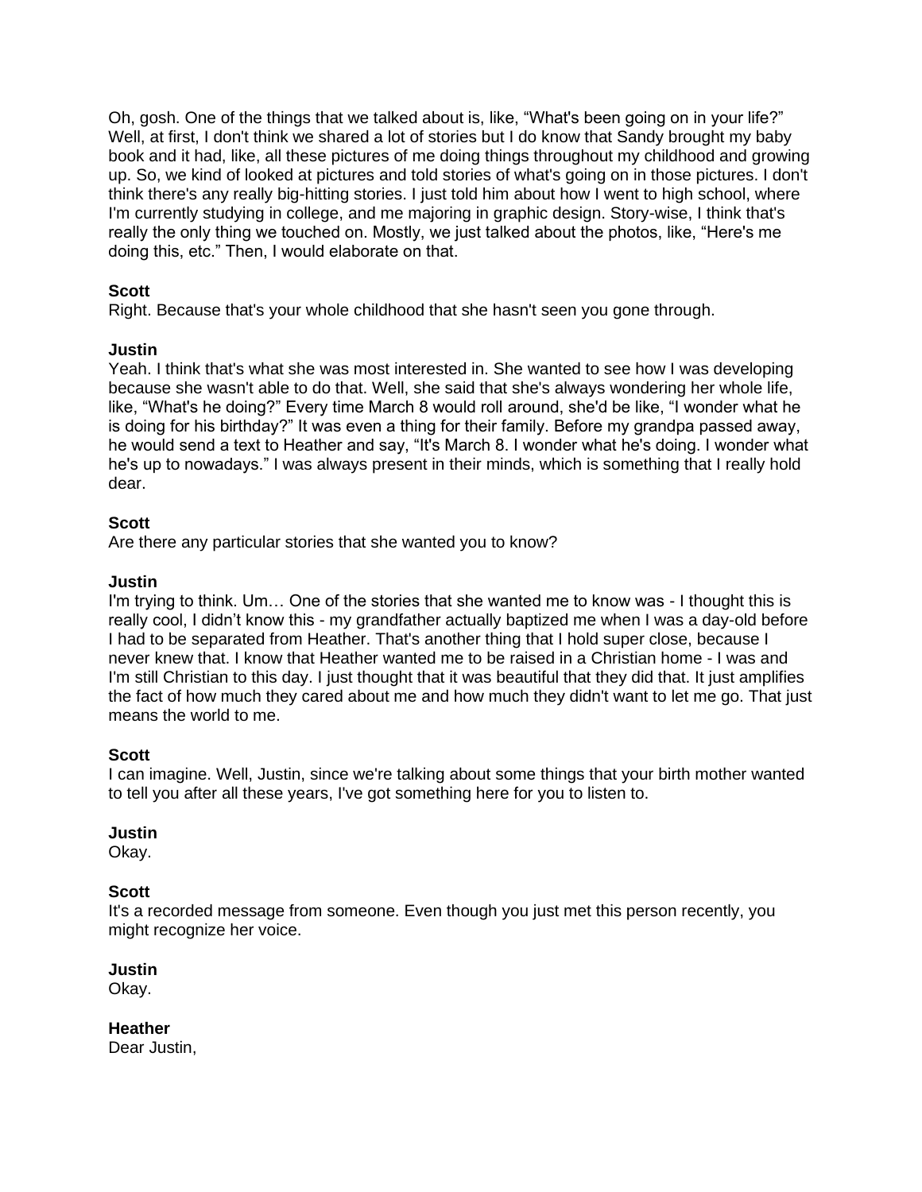Oh, gosh. One of the things that we talked about is, like, "What's been going on in your life?" Well, at first, I don't think we shared a lot of stories but I do know that Sandy brought my baby book and it had, like, all these pictures of me doing things throughout my childhood and growing up. So, we kind of looked at pictures and told stories of what's going on in those pictures. I don't think there's any really big-hitting stories. I just told him about how I went to high school, where I'm currently studying in college, and me majoring in graphic design. Story-wise, I think that's really the only thing we touched on. Mostly, we just talked about the photos, like, "Here's me doing this, etc." Then, I would elaborate on that.

**Scott**
Right. Because that's your whole childhood that she hasn't seen you gone through.

**Justin**
Yeah. I think that's what she was most interested in. She wanted to see how I was developing because she wasn't able to do that. Well, she said that she's always wondering her whole life, like, "What's he doing?" Every time March 8 would roll around, she'd be like, "I wonder what he is doing for his birthday?" It was even a thing for their family. Before my grandpa passed away, he would send a text to Heather and say, "It's March 8. I wonder what he's doing. I wonder what he's up to nowadays." I was always present in their minds, which is something that I really hold dear.

**Scott**
Are there any particular stories that she wanted you to know?

**Justin**
I'm trying to think. Um… One of the stories that she wanted me to know was - I thought this is really cool, I didn't know this - my grandfather actually baptized me when I was a day-old before I had to be separated from Heather. That's another thing that I hold super close, because I never knew that. I know that Heather wanted me to be raised in a Christian home - I was and I'm still Christian to this day. I just thought that it was beautiful that they did that. It just amplifies the fact of how much they cared about me and how much they didn't want to let me go. That just means the world to me.

**Scott**
I can imagine. Well, Justin, since we're talking about some things that your birth mother wanted to tell you after all these years, I've got something here for you to listen to.

**Justin**
Okay.

**Scott**
It's a recorded message from someone. Even though you just met this person recently, you might recognize her voice.

**Justin**
Okay.

**Heather**
Dear Justin,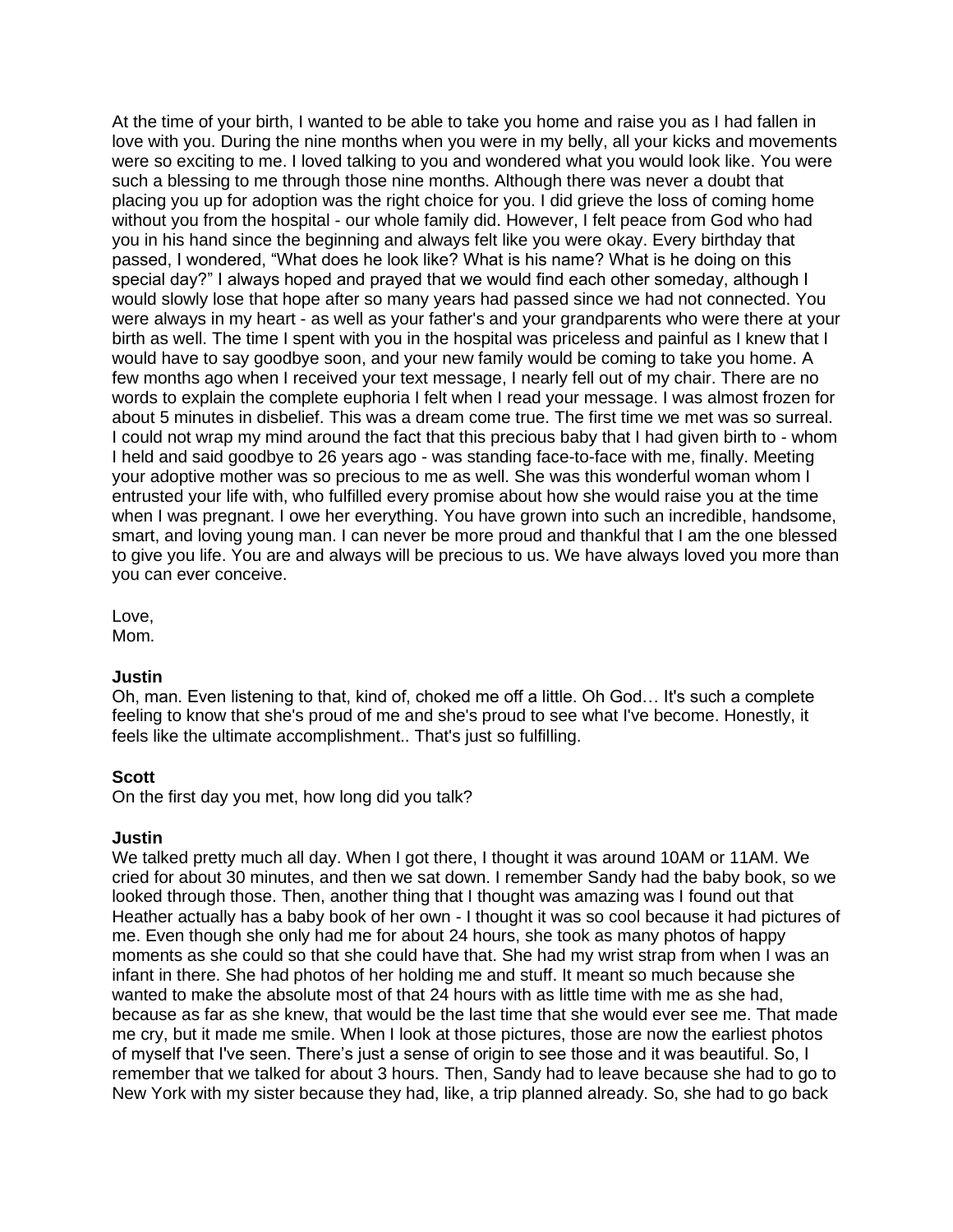At the time of your birth, I wanted to be able to take you home and raise you as I had fallen in love with you. During the nine months when you were in my belly, all your kicks and movements were so exciting to me. I loved talking to you and wondered what you would look like. You were such a blessing to me through those nine months. Although there was never a doubt that placing you up for adoption was the right choice for you. I did grieve the loss of coming home without you from the hospital - our whole family did. However, I felt peace from God who had you in his hand since the beginning and always felt like you were okay. Every birthday that passed, I wondered, "What does he look like? What is his name? What is he doing on this special day?" I always hoped and prayed that we would find each other someday, although I would slowly lose that hope after so many years had passed since we had not connected. You were always in my heart - as well as your father's and your grandparents who were there at your birth as well. The time I spent with you in the hospital was priceless and painful as I knew that I would have to say goodbye soon, and your new family would be coming to take you home. A few months ago when I received your text message, I nearly fell out of my chair. There are no words to explain the complete euphoria I felt when I read your message. I was almost frozen for about 5 minutes in disbelief. This was a dream come true. The first time we met was so surreal. I could not wrap my mind around the fact that this precious baby that I had given birth to - whom I held and said goodbye to 26 years ago - was standing face-to-face with me, finally. Meeting your adoptive mother was so precious to me as well. She was this wonderful woman whom I entrusted your life with, who fulfilled every promise about how she would raise you at the time when I was pregnant. I owe her everything. You have grown into such an incredible, handsome, smart, and loving young man. I can never be more proud and thankful that I am the one blessed to give you life. You are and always will be precious to us. We have always loved you more than you can ever conceive.

Love,
Mom.

**Justin**
Oh, man. Even listening to that, kind of, choked me off a little. Oh God… It's such a complete feeling to know that she's proud of me and she's proud to see what I've become. Honestly, it feels like the ultimate accomplishment.. That's just so fulfilling.

**Scott**
On the first day you met, how long did you talk?

**Justin**
We talked pretty much all day. When I got there, I thought it was around 10AM or 11AM. We cried for about 30 minutes, and then we sat down. I remember Sandy had the baby book, so we looked through those. Then, another thing that I thought was amazing was I found out that Heather actually has a baby book of her own - I thought it was so cool because it had pictures of me. Even though she only had me for about 24 hours, she took as many photos of happy moments as she could so that she could have that. She had my wrist strap from when I was an infant in there. She had photos of her holding me and stuff. It meant so much because she wanted to make the absolute most of that 24 hours with as little time with me as she had, because as far as she knew, that would be the last time that she would ever see me. That made me cry, but it made me smile. When I look at those pictures, those are now the earliest photos of myself that I've seen. There's just a sense of origin to see those and it was beautiful. So, I remember that we talked for about 3 hours. Then, Sandy had to leave because she had to go to New York with my sister because they had, like, a trip planned already. So, she had to go back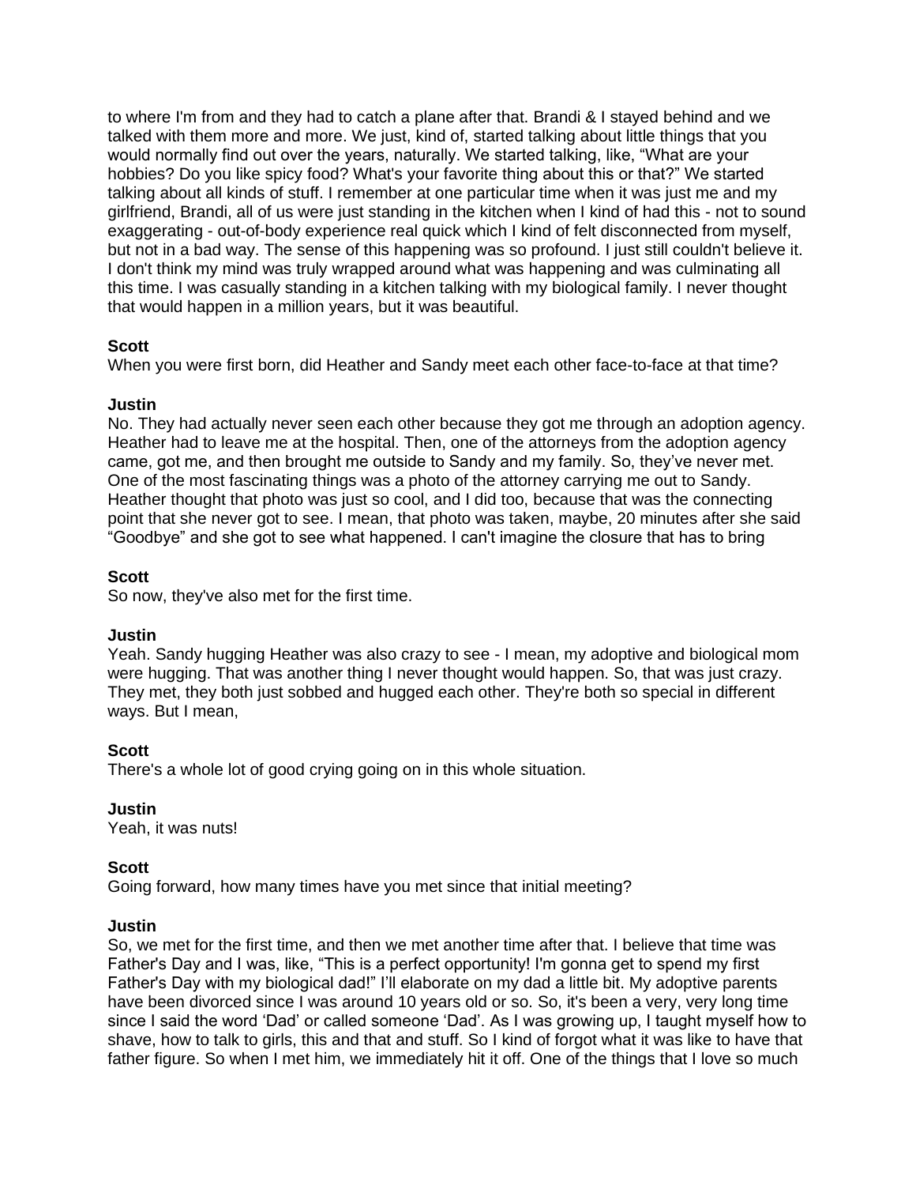to where I'm from and they had to catch a plane after that. Brandi & I stayed behind and we talked with them more and more. We just, kind of, started talking about little things that you would normally find out over the years, naturally. We started talking, like, "What are your hobbies? Do you like spicy food? What's your favorite thing about this or that?" We started talking about all kinds of stuff. I remember at one particular time when it was just me and my girlfriend, Brandi, all of us were just standing in the kitchen when I kind of had this - not to sound exaggerating - out-of-body experience real quick which I kind of felt disconnected from myself, but not in a bad way. The sense of this happening was so profound. I just still couldn't believe it. I don't think my mind was truly wrapped around what was happening and was culminating all this time. I was casually standing in a kitchen talking with my biological family. I never thought that would happen in a million years, but it was beautiful.

**Scott**
When you were first born, did Heather and Sandy meet each other face-to-face at that time?

**Justin**
No. They had actually never seen each other because they got me through an adoption agency. Heather had to leave me at the hospital. Then, one of the attorneys from the adoption agency came, got me, and then brought me outside to Sandy and my family. So, they've never met. One of the most fascinating things was a photo of the attorney carrying me out to Sandy. Heather thought that photo was just so cool, and I did too, because that was the connecting point that she never got to see. I mean, that photo was taken, maybe, 20 minutes after she said "Goodbye" and she got to see what happened. I can't imagine the closure that has to bring

**Scott**
So now, they've also met for the first time.

**Justin**
Yeah. Sandy hugging Heather was also crazy to see - I mean, my adoptive and biological mom were hugging. That was another thing I never thought would happen. So, that was just crazy. They met, they both just sobbed and hugged each other. They're both so special in different ways. But I mean,

**Scott**
There's a whole lot of good crying going on in this whole situation.

**Justin**
Yeah, it was nuts!

**Scott**
Going forward, how many times have you met since that initial meeting?

**Justin**
So, we met for the first time, and then we met another time after that. I believe that time was Father's Day and I was, like, "This is a perfect opportunity! I'm gonna get to spend my first Father's Day with my biological dad!" I'll elaborate on my dad a little bit. My adoptive parents have been divorced since I was around 10 years old or so. So, it's been a very, very long time since I said the word 'Dad' or called someone 'Dad'. As I was growing up, I taught myself how to shave, how to talk to girls, this and that and stuff. So I kind of forgot what it was like to have that father figure. So when I met him, we immediately hit it off. One of the things that I love so much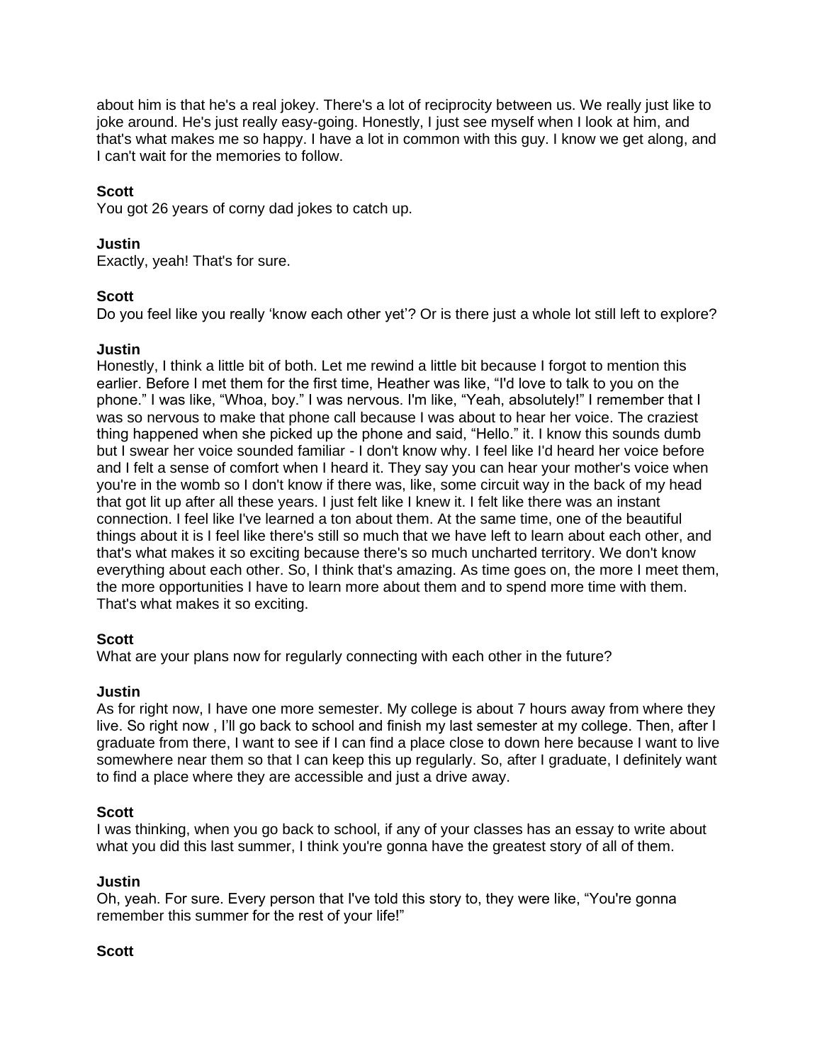about him is that he's a real jokey. There's a lot of reciprocity between us. We really just like to joke around. He's just really easy-going. Honestly, I just see myself when I look at him, and that's what makes me so happy. I have a lot in common with this guy. I know we get along, and I can't wait for the memories to follow.

**Scott**
You got 26 years of corny dad jokes to catch up.

**Justin**
Exactly, yeah! That's for sure.

**Scott**
Do you feel like you really 'know each other yet'? Or is there just a whole lot still left to explore?

**Justin**
Honestly, I think a little bit of both. Let me rewind a little bit because I forgot to mention this earlier. Before I met them for the first time, Heather was like, "I'd love to talk to you on the phone." I was like, "Whoa, boy." I was nervous. I'm like, "Yeah, absolutely!" I remember that I was so nervous to make that phone call because I was about to hear her voice. The craziest thing happened when she picked up the phone and said, "Hello." it. I know this sounds dumb but I swear her voice sounded familiar - I don't know why. I feel like I'd heard her voice before and I felt a sense of comfort when I heard it. They say you can hear your mother's voice when you're in the womb so I don't know if there was, like, some circuit way in the back of my head that got lit up after all these years. I just felt like I knew it. I felt like there was an instant connection. I feel like I've learned a ton about them. At the same time, one of the beautiful things about it is I feel like there's still so much that we have left to learn about each other, and that's what makes it so exciting because there's so much uncharted territory. We don't know everything about each other. So, I think that's amazing. As time goes on, the more I meet them, the more opportunities I have to learn more about them and to spend more time with them. That's what makes it so exciting.

**Scott**
What are your plans now for regularly connecting with each other in the future?

**Justin**
As for right now, I have one more semester. My college is about 7 hours away from where they live. So right now , I'll go back to school and finish my last semester at my college. Then, after I graduate from there, I want to see if I can find a place close to down here because I want to live somewhere near them so that I can keep this up regularly. So, after I graduate, I definitely want to find a place where they are accessible and just a drive away.

**Scott**
I was thinking, when you go back to school, if any of your classes has an essay to write about what you did this last summer, I think you're gonna have the greatest story of all of them.

**Justin**
Oh, yeah. For sure. Every person that I've told this story to, they were like, "You're gonna remember this summer for the rest of your life!"

**Scott**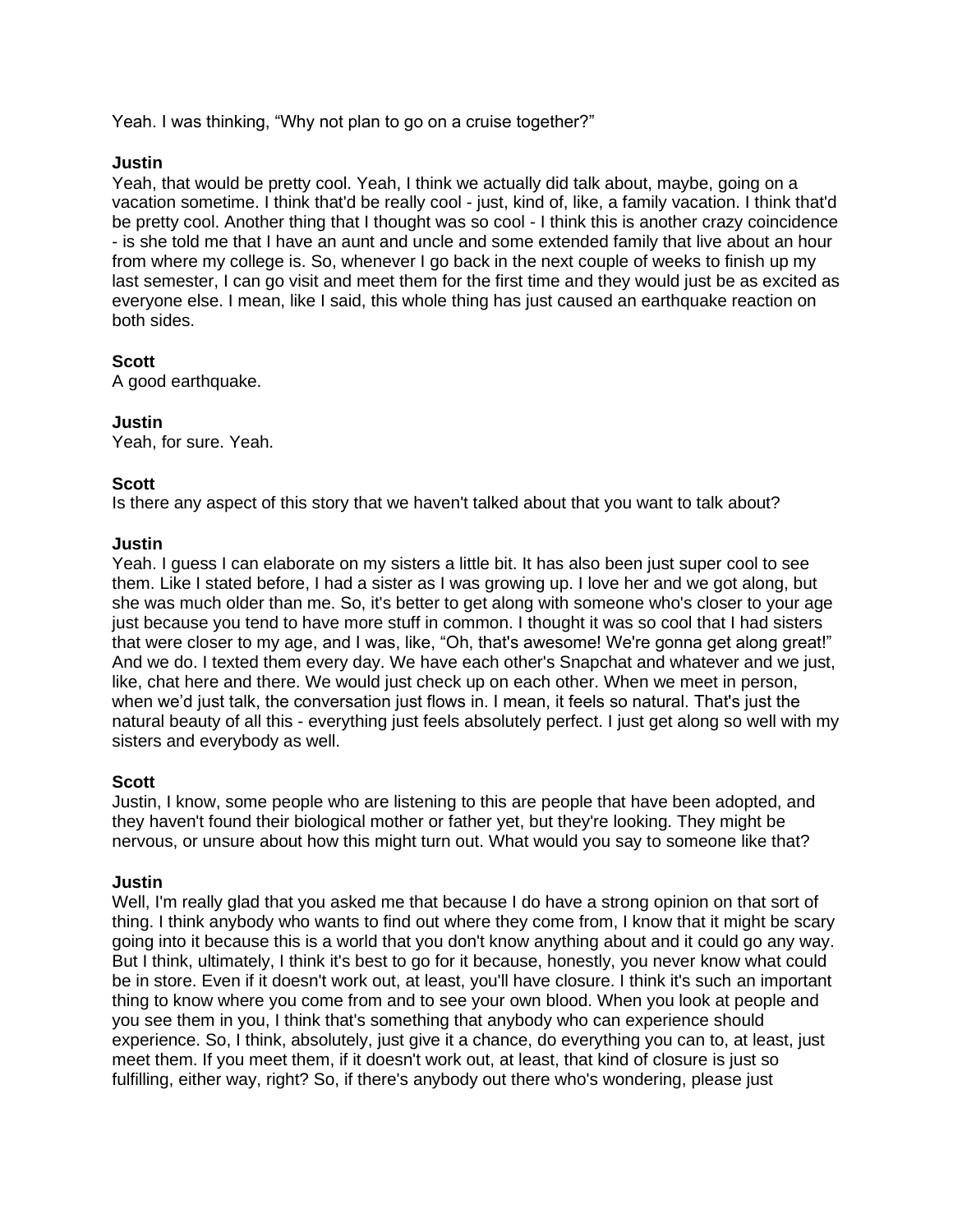Yeah. I was thinking, “Why not plan to go on a cruise together?”

**Justin**
Yeah, that would be pretty cool. Yeah, I think we actually did talk about, maybe, going on a vacation sometime. I think that'd be really cool - just, kind of, like, a family vacation. I think that'd be pretty cool. Another thing that I thought was so cool - I think this is another crazy coincidence - is she told me that I have an aunt and uncle and some extended family that live about an hour from where my college is. So, whenever I go back in the next couple of weeks to finish up my last semester, I can go visit and meet them for the first time and they would just be as excited as everyone else. I mean, like I said, this whole thing has just caused an earthquake reaction on both sides.

**Scott**
A good earthquake.

**Justin**
Yeah, for sure. Yeah.

**Scott**
Is there any aspect of this story that we haven't talked about that you want to talk about?

**Justin**
Yeah. I guess I can elaborate on my sisters a little bit. It has also been just super cool to see them. Like I stated before, I had a sister as I was growing up. I love her and we got along, but she was much older than me. So, it's better to get along with someone who's closer to your age just because you tend to have more stuff in common. I thought it was so cool that I had sisters that were closer to my age, and I was, like, “Oh, that's awesome! We're gonna get along great!” And we do. I texted them every day. We have each other's Snapchat and whatever and we just, like, chat here and there. We would just check up on each other. When we meet in person, when we’d just talk, the conversation just flows in. I mean, it feels so natural. That's just the natural beauty of all this - everything just feels absolutely perfect. I just get along so well with my sisters and everybody as well.

**Scott**
Justin, I know, some people who are listening to this are people that have been adopted, and they haven't found their biological mother or father yet, but they're looking. They might be nervous, or unsure about how this might turn out. What would you say to someone like that?

**Justin**
Well, I'm really glad that you asked me that because I do have a strong opinion on that sort of thing. I think anybody who wants to find out where they come from, I know that it might be scary going into it because this is a world that you don't know anything about and it could go any way. But I think, ultimately, I think it's best to go for it because, honestly, you never know what could be in store. Even if it doesn't work out, at least, you'll have closure. I think it's such an important thing to know where you come from and to see your own blood. When you look at people and you see them in you, I think that's something that anybody who can experience should experience. So, I think, absolutely, just give it a chance, do everything you can to, at least, just meet them. If you meet them, if it doesn't work out, at least, that kind of closure is just so fulfilling, either way, right? So, if there's anybody out there who's wondering, please just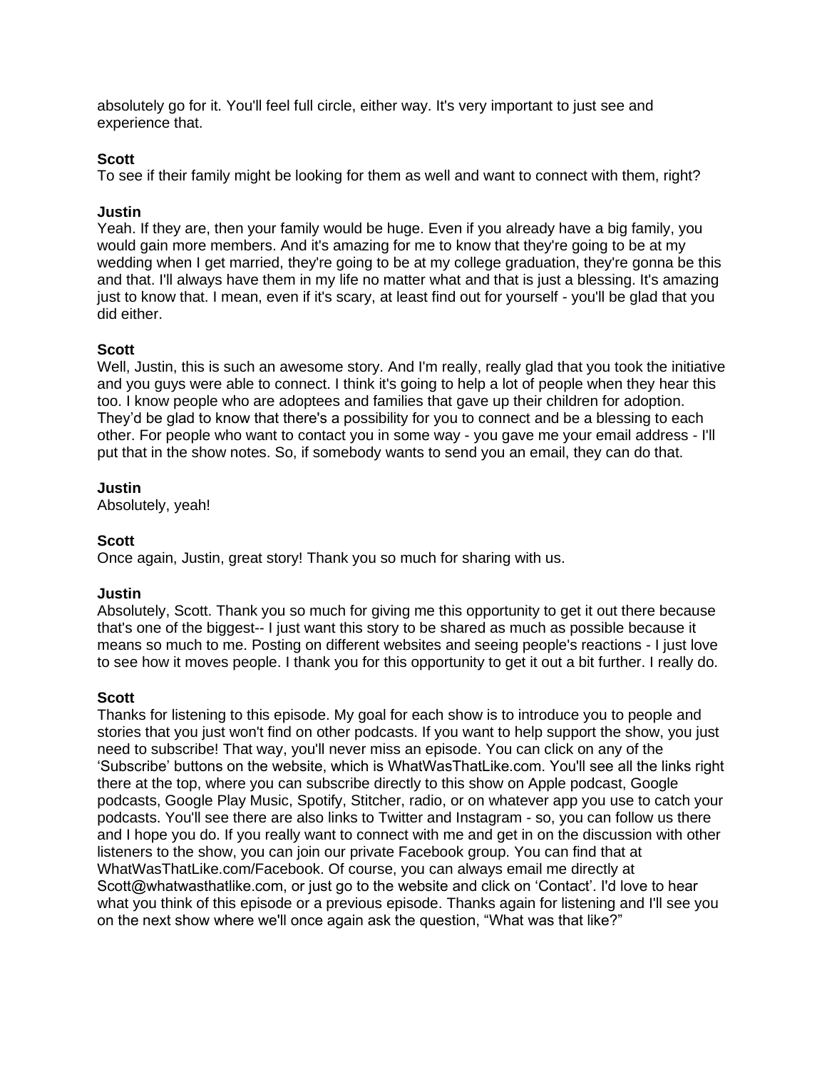absolutely go for it. You'll feel full circle, either way. It's very important to just see and experience that.

**Scott**
To see if their family might be looking for them as well and want to connect with them, right?

**Justin**
Yeah. If they are, then your family would be huge. Even if you already have a big family, you would gain more members. And it's amazing for me to know that they're going to be at my wedding when I get married, they're going to be at my college graduation, they're gonna be this and that. I'll always have them in my life no matter what and that is just a blessing. It's amazing just to know that. I mean, even if it's scary, at least find out for yourself - you'll be glad that you did either.

**Scott**
Well, Justin, this is such an awesome story. And I'm really, really glad that you took the initiative and you guys were able to connect. I think it's going to help a lot of people when they hear this too. I know people who are adoptees and families that gave up their children for adoption. They'd be glad to know that there's a possibility for you to connect and be a blessing to each other. For people who want to contact you in some way - you gave me your email address - I'll put that in the show notes. So, if somebody wants to send you an email, they can do that.

**Justin**
Absolutely, yeah!

**Scott**
Once again, Justin, great story! Thank you so much for sharing with us.

**Justin**
Absolutely, Scott. Thank you so much for giving me this opportunity to get it out there because that's one of the biggest-- I just want this story to be shared as much as possible because it means so much to me. Posting on different websites and seeing people's reactions - I just love to see how it moves people. I thank you for this opportunity to get it out a bit further. I really do.

**Scott**
Thanks for listening to this episode. My goal for each show is to introduce you to people and stories that you just won't find on other podcasts. If you want to help support the show, you just need to subscribe! That way, you'll never miss an episode. You can click on any of the 'Subscribe' buttons on the website, which is WhatWasThatLike.com. You'll see all the links right there at the top, where you can subscribe directly to this show on Apple podcast, Google podcasts, Google Play Music, Spotify, Stitcher, radio, or on whatever app you use to catch your podcasts. You'll see there are also links to Twitter and Instagram - so, you can follow us there and I hope you do. If you really want to connect with me and get in on the discussion with other listeners to the show, you can join our private Facebook group. You can find that at WhatWasThatLike.com/Facebook. Of course, you can always email me directly at Scott@whatwasthatlike.com, or just go to the website and click on 'Contact'. I'd love to hear what you think of this episode or a previous episode. Thanks again for listening and I'll see you on the next show where we'll once again ask the question, "What was that like?"